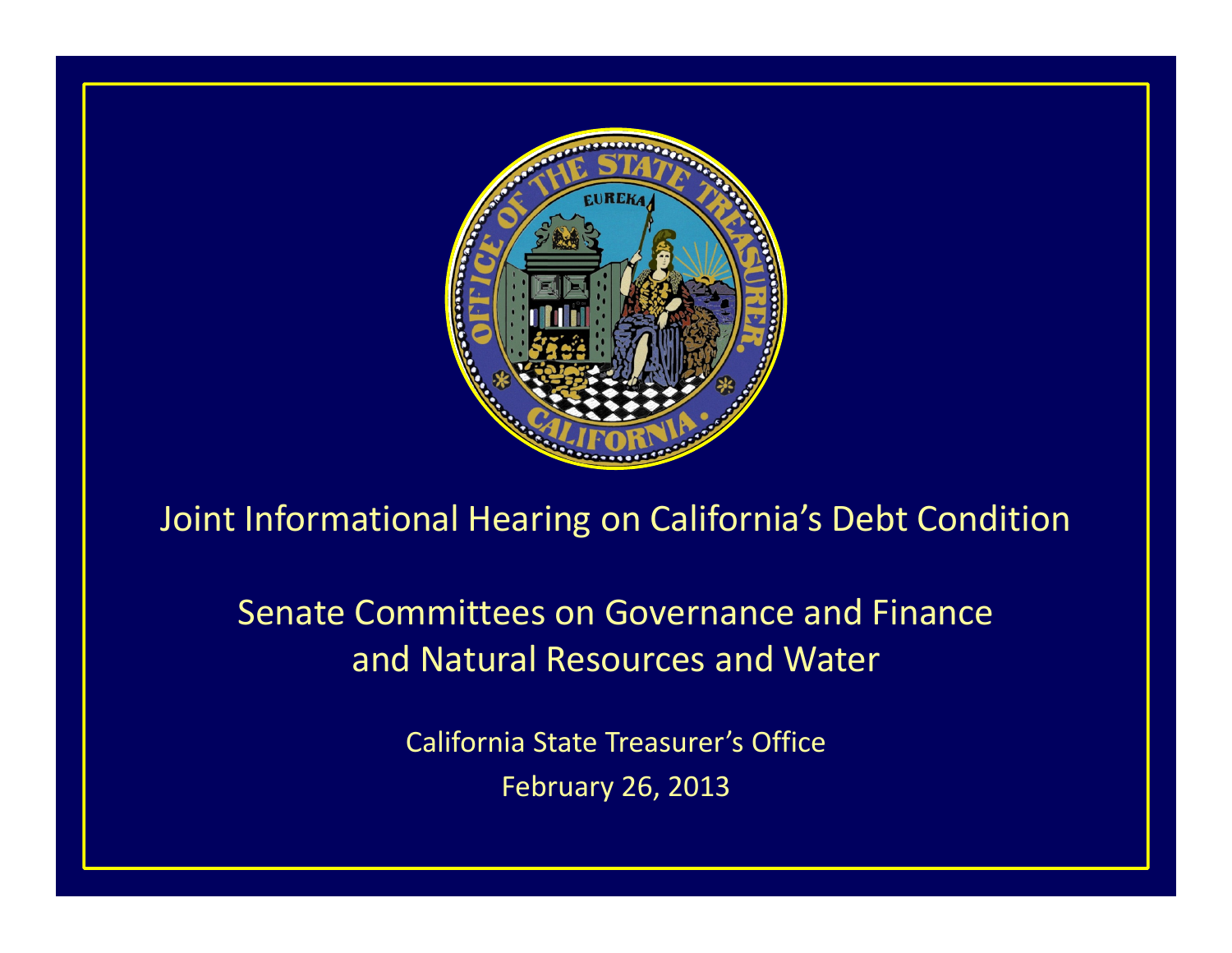# Joint Informational Hearing on California's Debt Condition

## Senate Committees on Governance and Finance and Natural Resources and Water

California State Treasurer's Office

February 26, 2013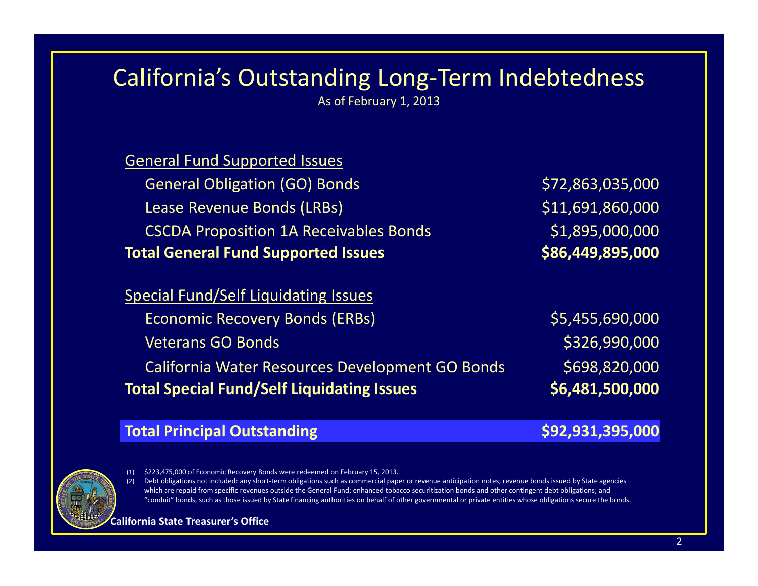# California's Outstanding Long-Term Indebtedness

As of February 1, 2013

| | |
|---|---|
| General Fund Supported Issues | |
| General Obligation (GO) Bonds | $72,863,035,000 |
| Lease Revenue Bonds (LRBs) | $11,691,860,000 |
| CSCDA Proposition 1A Receivables Bonds | $1,895,000,000 |
| **Total General Fund Supported Issues** | **$86,449,895,000** |
| | |
| Special Fund/Self Liquidating Issues | |
| Economic Recovery Bonds (ERBs) | $5,455,690,000 |
| Veterans GO Bonds | $326,990,000 |
| California Water Resources Development GO Bonds | $698,820,000 |
| **Total Special Fund/Self Liquidating Issues** | **$6,481,500,000** |
| | |
| **Total Principal Outstanding** | **$92,931,395,000** |

(1) $223,475,000 of Economic Recovery Bonds were redeemed on February 15, 2013.

(2) Debt obligations not included: any short-term obligations such as commercial paper or revenue anticipation notes; revenue bonds issued by State agencies which are repaid from specific revenues outside the General Fund; enhanced tobacco securitization bonds and other contingent debt obligations; and "conduit" bonds, such as those issued by State financing authorities on behalf of other governmental or private entities whose obligations secure the bonds.

**California State Treasurer's Office**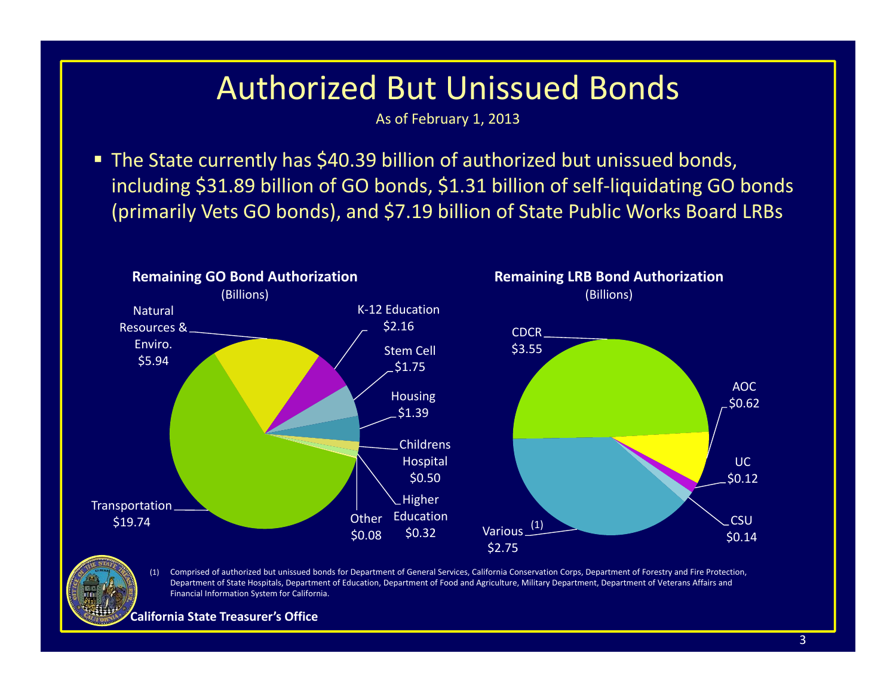# Authorized But Unissued Bonds

As of February 1, 2013

- The State currently has $40.39 billion of authorized but unissued bonds, including $31.89 billion of GO bonds, $1.31 billion of self-liquidating GO bonds (primarily Vets GO bonds), and $7.19 billion of State Public Works Board LRBs

**Remaining GO Bond Authorization**

(Billions)

| Category | Amount |
|---|---|
| Transportation | $19.74 |
| Natural Resources & Enviro. | $5.94 |
| K-12 Education | $2.16 |
| Stem Cell | $1.75 |
| Housing | $1.39 |
| Childrens Hospital | $0.50 |
| Higher Education | $0.32 |
| Other | $0.08 |

**Remaining LRB Bond Authorization**

(Billions)

| Category | Amount |
|---|---|
| CDCR | $3.55 |
| AOC | $0.62 |
| UC | $0.12 |
| CSU | $0.14 |
| Various [(1)] | $2.75 |

(1) Comprised of authorized but unissued bonds for Department of General Services, California Conservation Corps, Department of Forestry and Fire Protection, Department of State Hospitals, Department of Education, Department of Food and Agriculture, Military Department, Department of Veterans Affairs and Financial Information System for California.

**California State Treasurer's Office**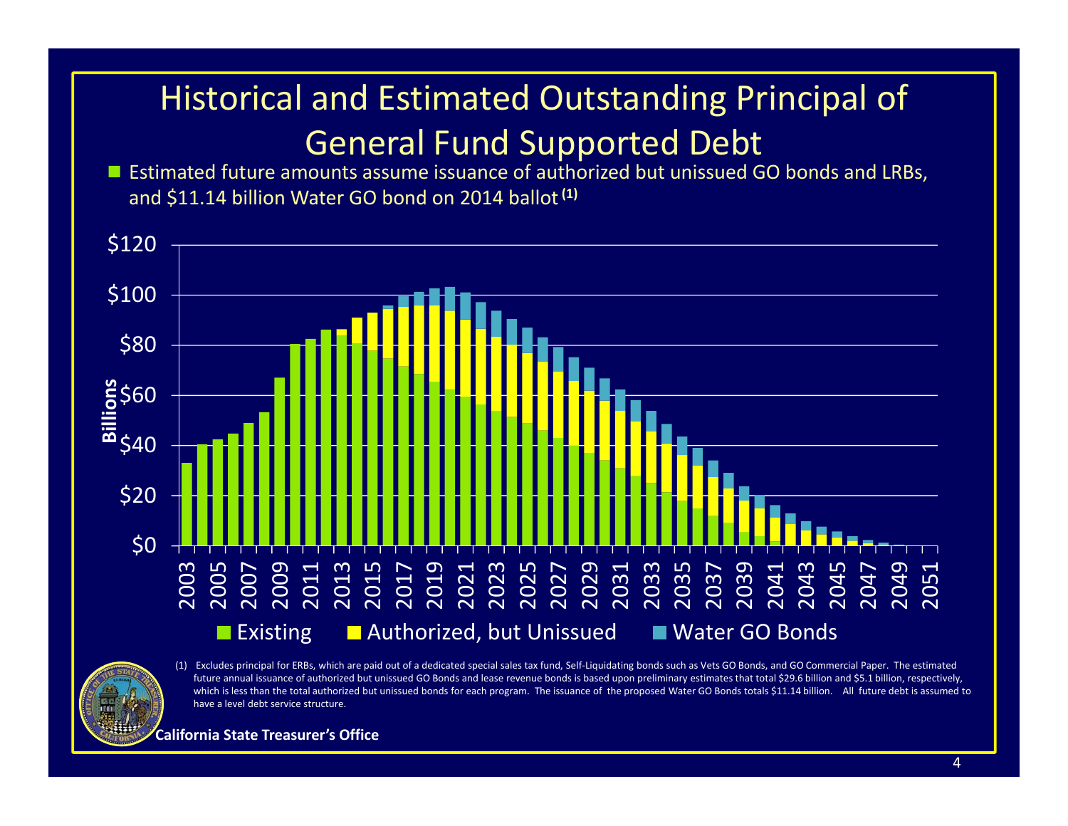# Historical and Estimated Outstanding Principal of General Fund Supported Debt

- Estimated future amounts assume issuance of authorized but unissued GO bonds and LRBs, and $11.14 billion Water GO bond on 2014 ballot [(1)]

(1) Excludes principal for ERBs, which are paid out of a dedicated special sales tax fund, Self-Liquidating bonds such as Vets GO Bonds, and GO Commercial Paper. The estimated future annual issuance of authorized but unissued GO Bonds and lease revenue bonds is based upon preliminary estimates that total $29.6 billion and $5.1 billion, respectively, which is less than the total authorized but unissued bonds for each program. The issuance of the proposed Water GO Bonds totals $11.14 billion. All future debt is assumed to have a level debt service structure.

**California State Treasurer's Office**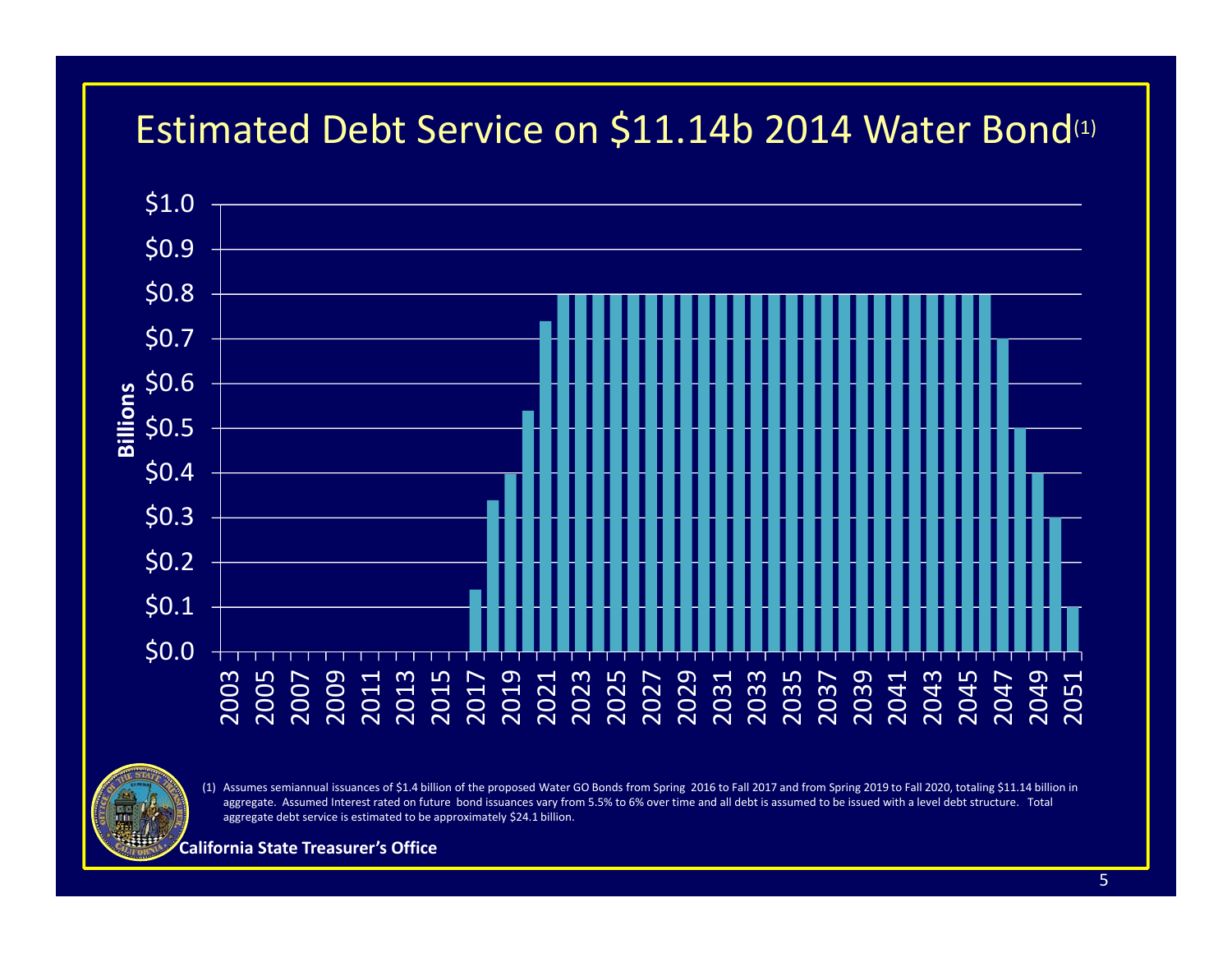# Estimated Debt Service on $11.14b 2014 Water Bond(1)

(1) Assumes semiannual issuances of $1.4 billion of the proposed Water GO Bonds from Spring 2016 to Fall 2017 and from Spring 2019 to Fall 2020, totaling $11.14 billion in aggregate. Assumed Interest rated on future bond issuances vary from 5.5% to 6% over time and all debt is assumed to be issued with a level debt structure. Total aggregate debt service is estimated to be approximately $24.1 billion.

**California State Treasurer's Office**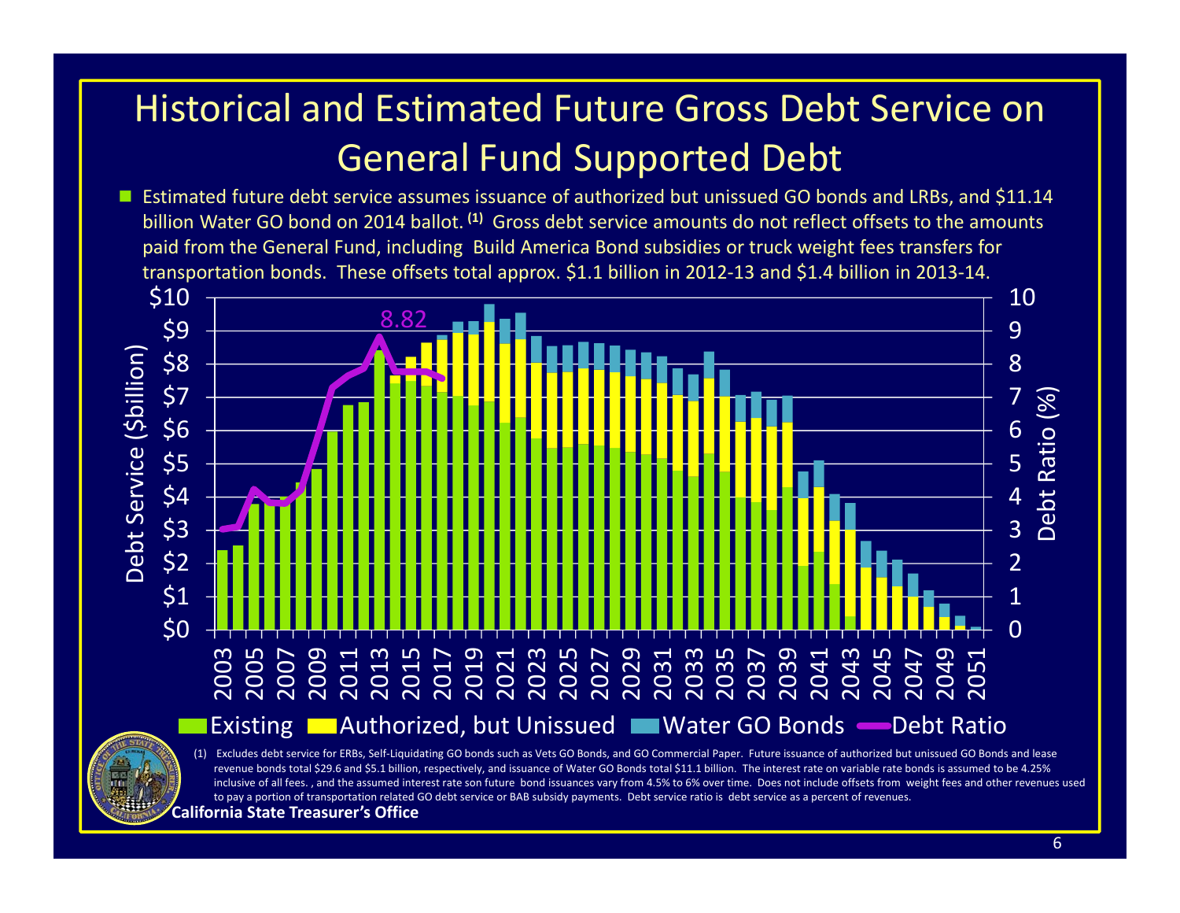# Historical and Estimated Future Gross Debt Service on General Fund Supported Debt

- Estimated future debt service assumes issuance of authorized but unissued GO bonds and LRBs, and $11.14 billion Water GO bond on 2014 ballot. [(1)] Gross debt service amounts do not reflect offsets to the amounts paid from the General Fund, including Build America Bond subsidies or truck weight fees transfers for transportation bonds. These offsets total approx. $1.1 billion in 2012-13 and $1.4 billion in 2013-14.

(1) Excludes debt service for ERBs, Self-Liquidating GO bonds such as Vets GO Bonds, and GO Commercial Paper. Future issuance of authorized but unissued GO Bonds and lease revenue bonds total $29.6 and $5.1 billion, respectively, and issuance of Water GO Bonds total $11.1 billion. The interest rate on variable rate bonds is assumed to be 4.25% inclusive of all fees. , and the assumed interest rate son future bond issuances vary from 4.5% to 6% over time. Does not include offsets from weight fees and other revenues used to pay a portion of transportation related GO debt service or BAB subsidy payments. Debt service ratio is debt service as a percent of revenues.

**California State Treasurer's Office**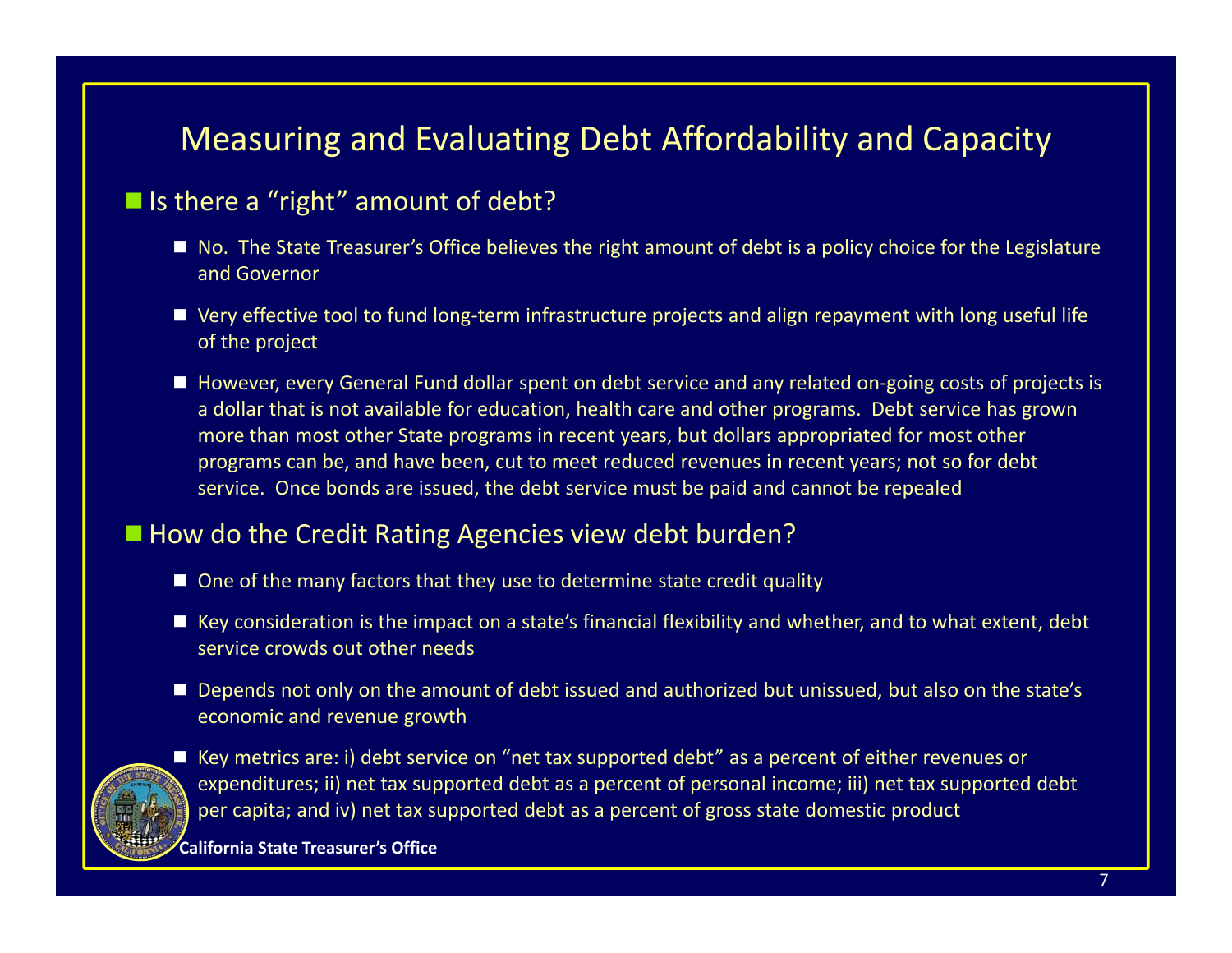# Measuring and Evaluating Debt Affordability and Capacity

- Is there a "right" amount of debt?
  - No. The State Treasurer's Office believes the right amount of debt is a policy choice for the Legislature and Governor
  - Very effective tool to fund long-term infrastructure projects and align repayment with long useful life of the project
  - However, every General Fund dollar spent on debt service and any related on-going costs of projects is a dollar that is not available for education, health care and other programs. Debt service has grown more than most other State programs in recent years, but dollars appropriated for most other programs can be, and have been, cut to meet reduced revenues in recent years; not so for debt service. Once bonds are issued, the debt service must be paid and cannot be repealed
- How do the Credit Rating Agencies view debt burden?
  - One of the many factors that they use to determine state credit quality
  - Key consideration is the impact on a state's financial flexibility and whether, and to what extent, debt service crowds out other needs
  - Depends not only on the amount of debt issued and authorized but unissued, but also on the state's economic and revenue growth
  - Key metrics are: i) debt service on "net tax supported debt" as a percent of either revenues or expenditures; ii) net tax supported debt as a percent of personal income; iii) net tax supported debt per capita; and iv) net tax supported debt as a percent of gross state domestic product

**California State Treasurer's Office**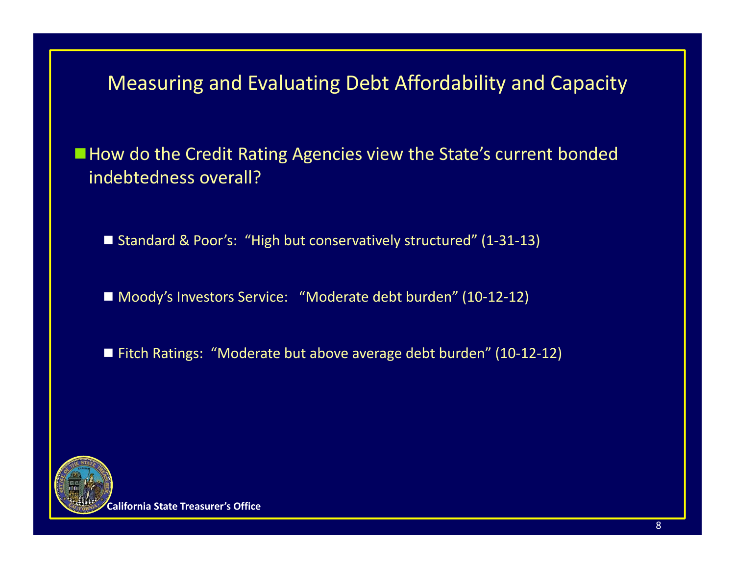# Measuring and Evaluating Debt Affordability and Capacity

- How do the Credit Rating Agencies view the State's current bonded indebtedness overall?

  - Standard & Poor's: "High but conservatively structured" (1-31-13)

  - Moody's Investors Service: "Moderate debt burden" (10-12-12)

  - Fitch Ratings: "Moderate but above average debt burden" (10-12-12)

California State Treasurer's Office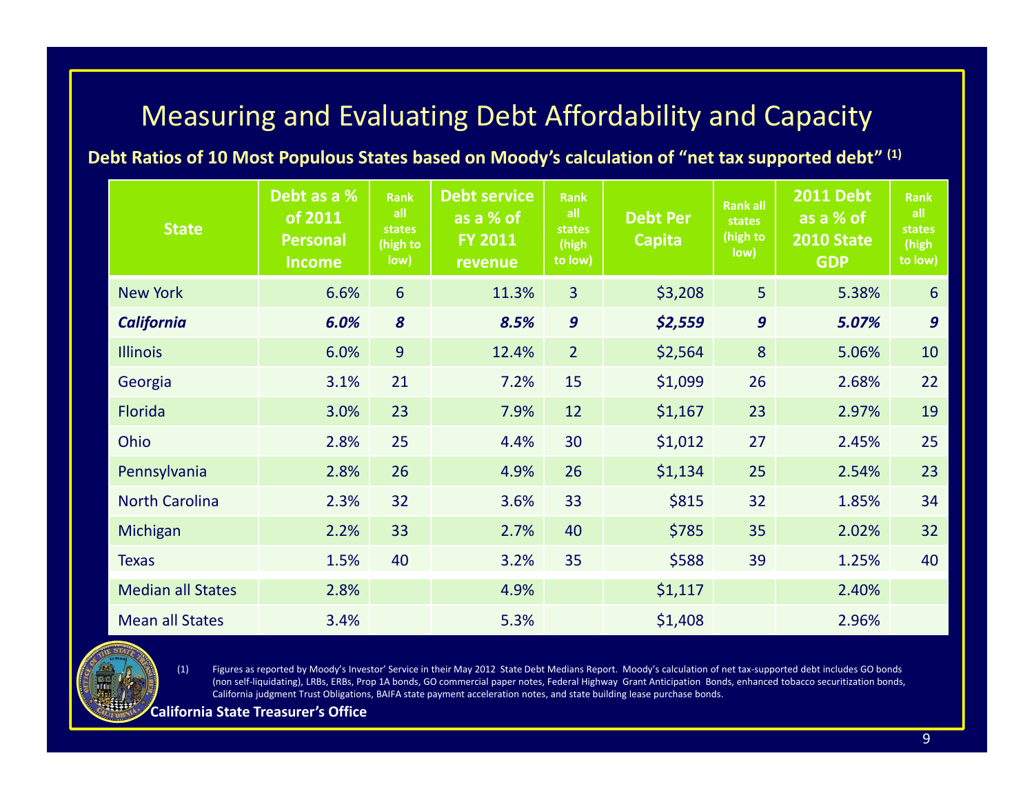# Measuring and Evaluating Debt Affordability and Capacity

**Debt Ratios of 10 Most Populous States based on Moody's calculation of "net tax supported debt" (1)**

| State | Debt as a % of 2011 Personal Income | Rank all states (high to low) | Debt service as a % of FY 2011 revenue | Rank all states (high to low) | Debt Per Capita | Rank all states (high to low) | 2011 Debt as a % of 2010 State GDP | Rank all states (high to low) |
|---|---|---|---|---|---|---|---|---|
| New York | 6.6% | 6 | 11.3% | 3 | $3,208 | 5 | 5.38% | 6 |
| ***California*** | ***6.0%*** | ***8*** | ***8.5%*** | ***9*** | ***$2,559*** | ***9*** | ***5.07%*** | ***9*** |
| Illinois | 6.0% | 9 | 12.4% | 2 | $2,564 | 8 | 5.06% | 10 |
| Georgia | 3.1% | 21 | 7.2% | 15 | $1,099 | 26 | 2.68% | 22 |
| Florida | 3.0% | 23 | 7.9% | 12 | $1,167 | 23 | 2.97% | 19 |
| Ohio | 2.8% | 25 | 4.4% | 30 | $1,012 | 27 | 2.45% | 25 |
| Pennsylvania | 2.8% | 26 | 4.9% | 26 | $1,134 | 25 | 2.54% | 23 |
| North Carolina | 2.3% | 32 | 3.6% | 33 | $815 | 32 | 1.85% | 34 |
| Michigan | 2.2% | 33 | 2.7% | 40 | $785 | 35 | 2.02% | 32 |
| Texas | 1.5% | 40 | 3.2% | 35 | $588 | 39 | 1.25% | 40 |
| Median all States | 2.8% | | 4.9% | | $1,117 | | 2.40% | |
| Mean all States | 3.4% | | 5.3% | | $1,408 | | 2.96% | |

(1) Figures as reported by Moody's Investor' Service in their May 2012 State Debt Medians Report. Moody's calculation of net tax-supported debt includes GO bonds (non self-liquidating), LRBs, ERBs, Prop 1A bonds, GO commercial paper notes, Federal Highway Grant Anticipation Bonds, enhanced tobacco securitization bonds, California judgment Trust Obligations, BAIFA state payment acceleration notes, and state building lease purchase bonds.

**California State Treasurer's Office**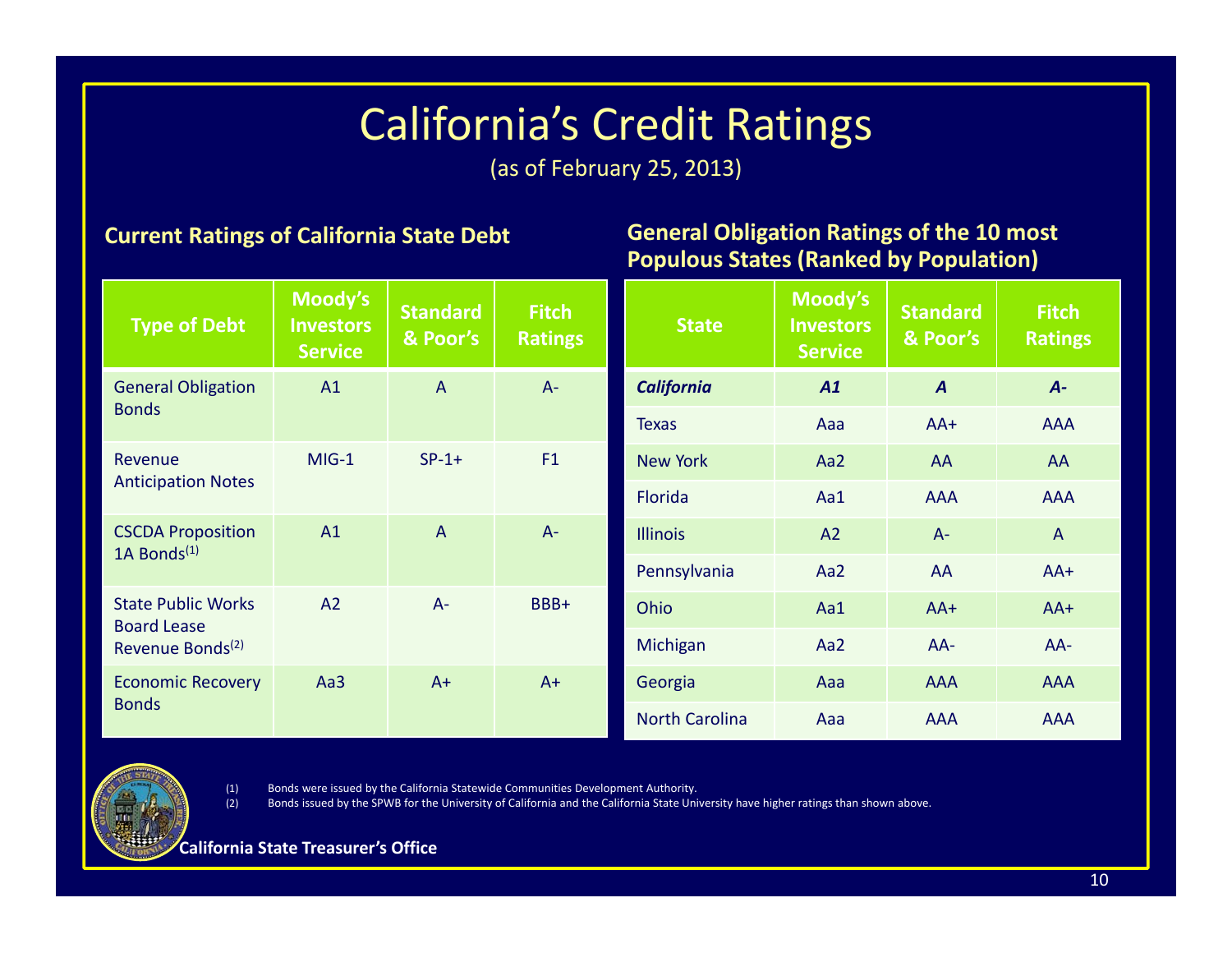# California's Credit Ratings

(as of February 25, 2013)

## Current Ratings of California State Debt

| Type of Debt | Moody's Investors Service | Standard & Poor's | Fitch Ratings |
|---|---|---|---|
| General Obligation Bonds | A1 | A | A- |
| Revenue Anticipation Notes | MIG-1 | SP-1+ | F1 |
| CSCDA Proposition 1A Bonds[1] | A1 | A | A- |
| State Public Works Board Lease Revenue Bonds[2] | A2 | A- | BBB+ |
| Economic Recovery Bonds | Aa3 | A+ | A+ |

## General Obligation Ratings of the 10 most Populous States (Ranked by Population)

| State | Moody's Investors Service | Standard & Poor's | Fitch Ratings |
|---|---|---|---|
| ***California*** | ***A1*** | ***A*** | ***A-*** |
| Texas | Aaa | AA+ | AAA |
| New York | Aa2 | AA | AA |
| Florida | Aa1 | AAA | AAA |
| Illinois | A2 | A- | A |
| Pennsylvania | Aa2 | AA | AA+ |
| Ohio | Aa1 | AA+ | AA+ |
| Michigan | Aa2 | AA- | AA- |
| Georgia | Aaa | AAA | AAA |
| North Carolina | Aaa | AAA | AAA |

(1) Bonds were issued by the California Statewide Communities Development Authority.

(2) Bonds issued by the SPWB for the University of California and the California State University have higher ratings than shown above.

**California State Treasurer's Office**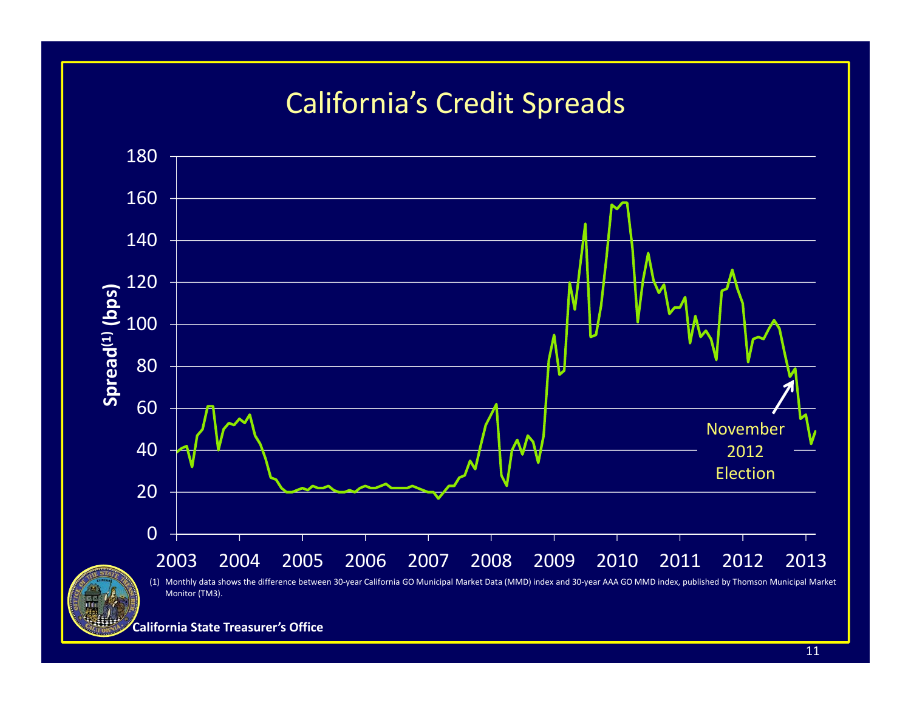# California's Credit Spreads

Spread[(1)] (bps)

180
160
140
120
100
80
60
40
20
0

2003 2004 2005 2006 2007 2008 2009 2010 2011 2012 2013

November 2012 Election

(1) Monthly data shows the difference between 30-year California GO Municipal Market Data (MMD) index and 30-year AAA GO MMD index, published by Thomson Municipal Market Monitor (TM3).

**California State Treasurer's Office**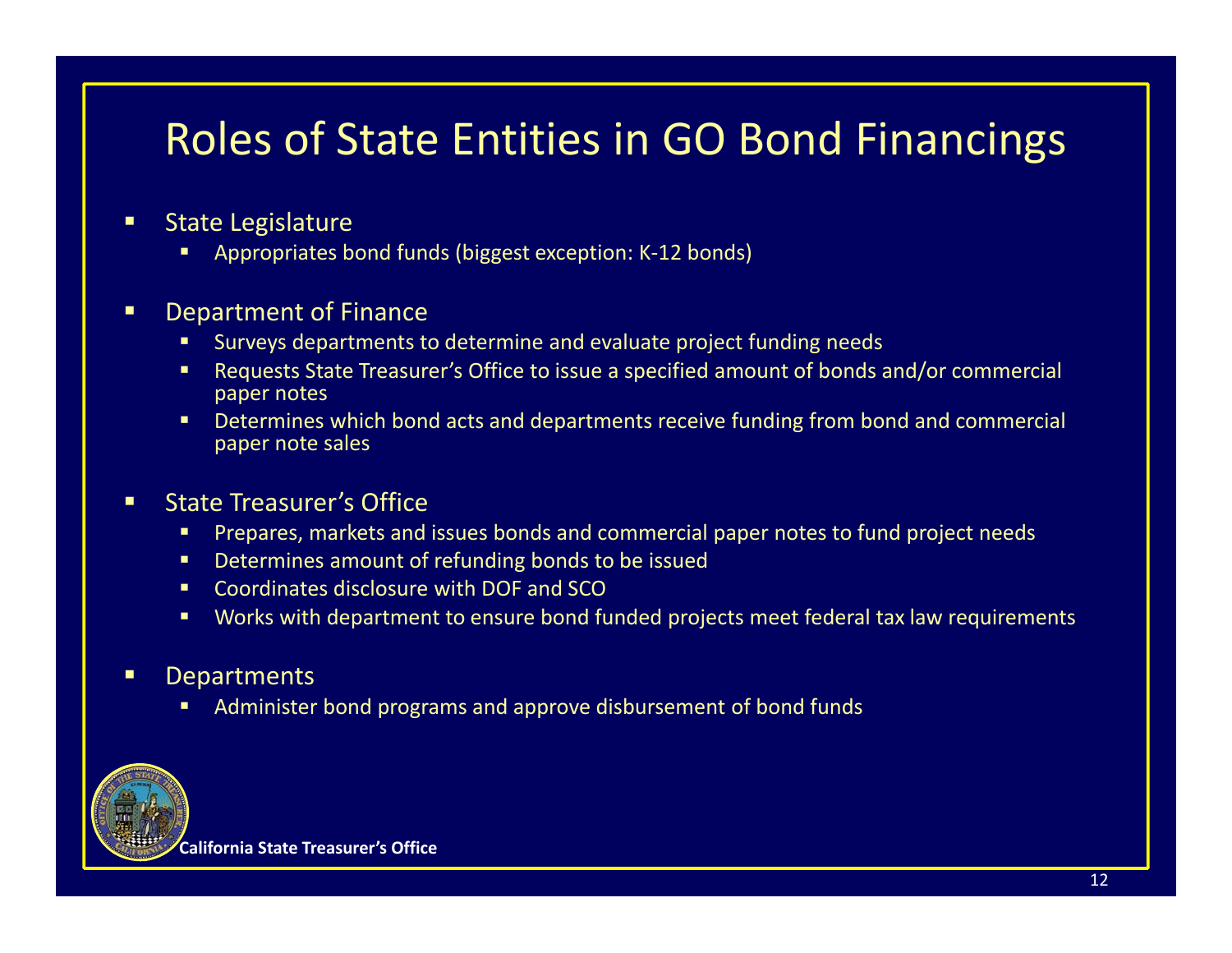# Roles of State Entities in GO Bond Financings

- State Legislature
  - Appropriates bond funds (biggest exception: K-12 bonds)

- Department of Finance
  - Surveys departments to determine and evaluate project funding needs
  - Requests State Treasurer's Office to issue a specified amount of bonds and/or commercial paper notes
  - Determines which bond acts and departments receive funding from bond and commercial paper note sales

- State Treasurer's Office
  - Prepares, markets and issues bonds and commercial paper notes to fund project needs
  - Determines amount of refunding bonds to be issued
  - Coordinates disclosure with DOF and SCO
  - Works with department to ensure bond funded projects meet federal tax law requirements

- Departments
  - Administer bond programs and approve disbursement of bond funds

**California State Treasurer's Office**